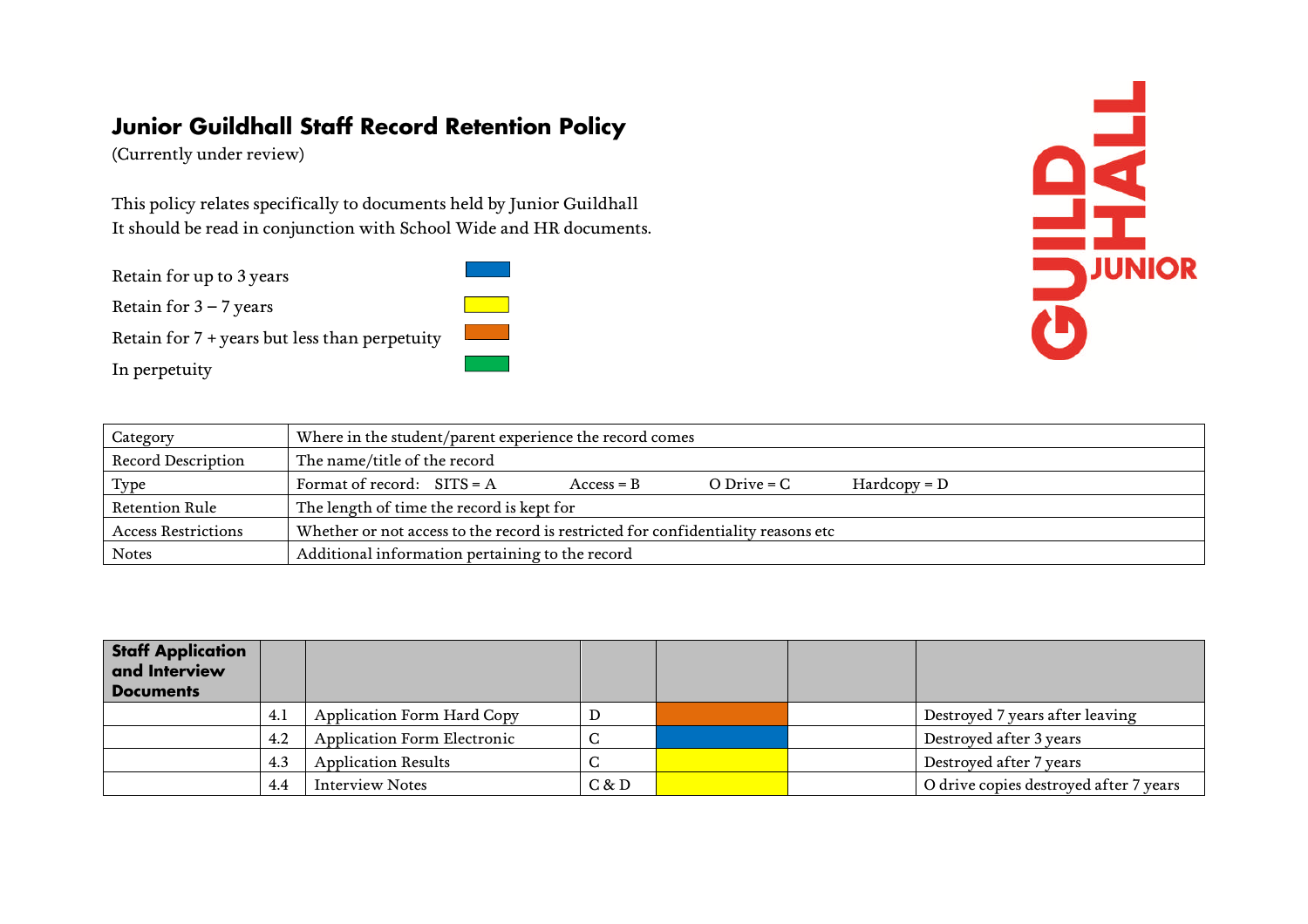# Junior Guildhall Staff Record Retention Policy

(Currently under review)

This policy relates specifically to documents held by Junior Guildhall
It should be read in conjunction with School Wide and HR documents.

| Retention period | Colour |
|---|---|
| Retain for up to 3 years | Blue |
| Retain for 3 – 7 years | Yellow |
| Retain for 7 + years but less than perpetuity | Orange |
| In perpetuity | Green |

| Category | Where in the student/parent experience the record comes |
|---|---|
| Record Description | The name/title of the record |
| Type | Format of record: SITS = A Access = B O Drive = C Hardcopy = D |
| Retention Rule | The length of time the record is kept for |
| Access Restrictions | Whether or not access to the record is restricted for confidentiality reasons etc |
| Notes | Additional information pertaining to the record |

| **Staff Application and Interview Documents** | | | | | | |
|---|---|---|---|---|---|---|
| | 4.1 | Application Form Hard Copy | D | Orange | | Destroyed 7 years after leaving |
| | 4.2 | Application Form Electronic | C | Blue | | Destroyed after 3 years |
| | 4.3 | Application Results | C | Yellow | | Destroyed after 7 years |
| | 4.4 | Interview Notes | C & D | Yellow | | O drive copies destroyed after 7 years |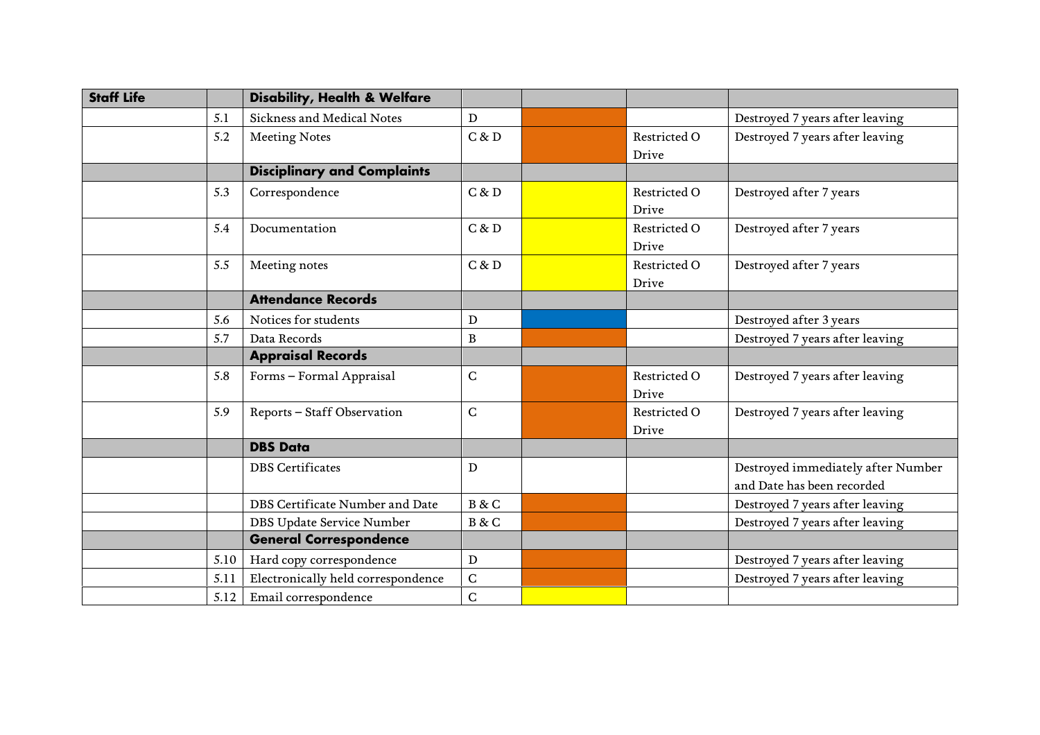| Staff Life | | Disability, Health & Welfare | | | | |
|---|---|---|---|---|---|---|
| | 5.1 | Sickness and Medical Notes | D | | | Destroyed 7 years after leaving |
| | 5.2 | Meeting Notes | C & D | | Restricted O Drive | Destroyed 7 years after leaving |
| | | **Disciplinary and Complaints** | | | | |
| | 5.3 | Correspondence | C & D | | Restricted O Drive | Destroyed after 7 years |
| | 5.4 | Documentation | C & D | | Restricted O Drive | Destroyed after 7 years |
| | 5.5 | Meeting notes | C & D | | Restricted O Drive | Destroyed after 7 years |
| | | **Attendance Records** | | | | |
| | 5.6 | Notices for students | D | | | Destroyed after 3 years |
| | 5.7 | Data Records | B | | | Destroyed 7 years after leaving |
| | | **Appraisal Records** | | | | |
| | 5.8 | Forms – Formal Appraisal | C | | Restricted O Drive | Destroyed 7 years after leaving |
| | 5.9 | Reports – Staff Observation | C | | Restricted O Drive | Destroyed 7 years after leaving |
| | | **DBS Data** | | | | |
| | | DBS Certificates | D | | | Destroyed immediately after Number and Date has been recorded |
| | | DBS Certificate Number and Date | B & C | | | Destroyed 7 years after leaving |
| | | DBS Update Service Number | B & C | | | Destroyed 7 years after leaving |
| | | **General Correspondence** | | | | |
| | 5.10 | Hard copy correspondence | D | | | Destroyed 7 years after leaving |
| | 5.11 | Electronically held correspondence | C | | | Destroyed 7 years after leaving |
| | 5.12 | Email correspondence | C | | | |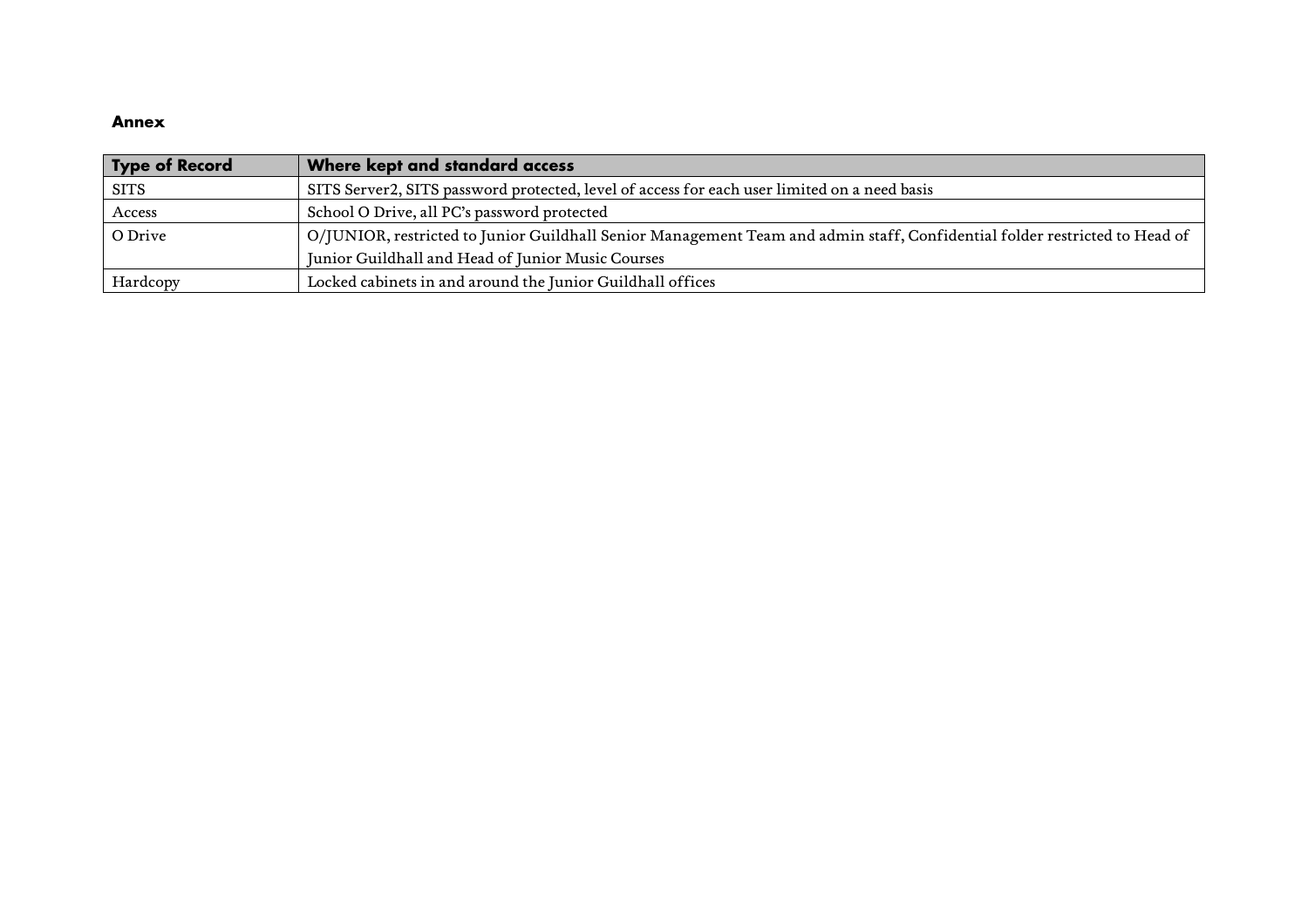**Annex**

| Type of Record | Where kept and standard access |
|---|---|
| SITS | SITS Server2, SITS password protected, level of access for each user limited on a need basis |
| Access | School O Drive, all PC's password protected |
| O Drive | O/JUNIOR, restricted to Junior Guildhall Senior Management Team and admin staff, Confidential folder restricted to Head of Junior Guildhall and Head of Junior Music Courses |
| Hardcopy | Locked cabinets in and around the Junior Guildhall offices |